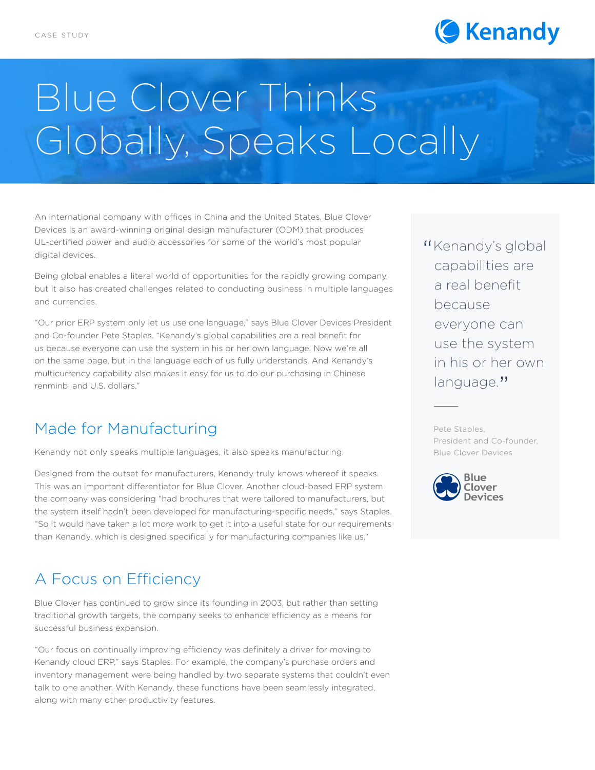CASE STUDY

# Blue Clover Thinks Globally, Speaks Locally

An international company with offices in China and the United States, Blue Clover Devices is an award-winning original design manufacturer (ODM) that produces UL-certified power and audio accessories for some of the world's most popular digital devices.

Being global enables a literal world of opportunities for the rapidly growing company, but it also has created challenges related to conducting business in multiple languages and currencies.

"Our prior ERP system only let us use one language," says Blue Clover Devices President and Co-founder Pete Staples. "Kenandy's global capabilities are a real benefit for us because everyone can use the system in his or her own language. Now we're all on the same page, but in the language each of us fully understands. And Kenandy's multicurrency capability also makes it easy for us to do our purchasing in Chinese renminbi and U.S. dollars."

> "Kenandy's global capabilities are a real benefit because everyone can use the system in his or her own language."
>
> Pete Staples,
> President and Co-founder,
> Blue Clover Devices

## Made for Manufacturing

Kenandy not only speaks multiple languages, it also speaks manufacturing.

Designed from the outset for manufacturers, Kenandy truly knows whereof it speaks. This was an important differentiator for Blue Clover. Another cloud-based ERP system the company was considering "had brochures that were tailored to manufacturers, but the system itself hadn't been developed for manufacturing-specific needs," says Staples. "So it would have taken a lot more work to get it into a useful state for our requirements than Kenandy, which is designed specifically for manufacturing companies like us."

## A Focus on Efficiency

Blue Clover has continued to grow since its founding in 2003, but rather than setting traditional growth targets, the company seeks to enhance efficiency as a means for successful business expansion.

"Our focus on continually improving efficiency was definitely a driver for moving to Kenandy cloud ERP," says Staples. For example, the company's purchase orders and inventory management were being handled by two separate systems that couldn't even talk to one another. With Kenandy, these functions have been seamlessly integrated, along with many other productivity features.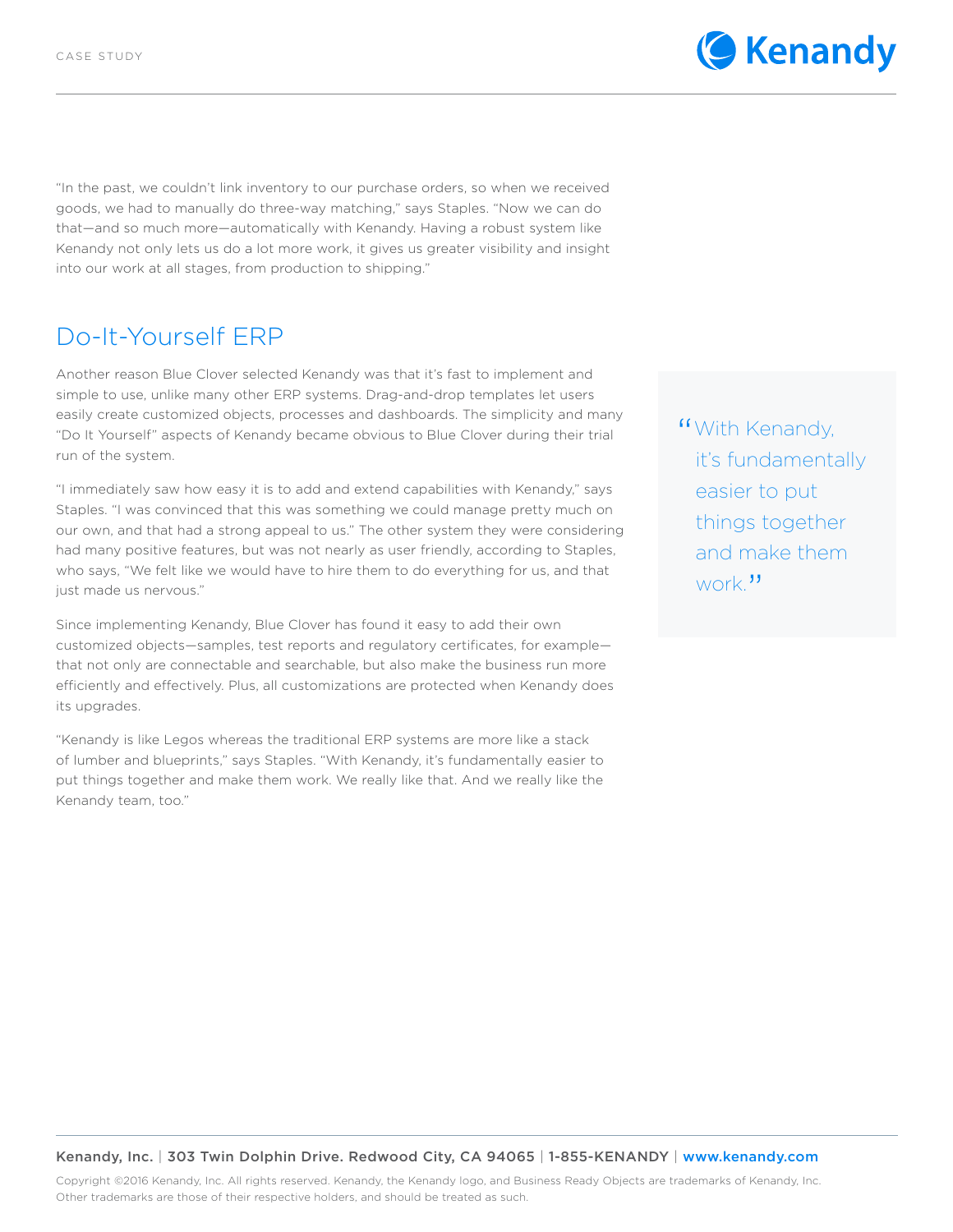"In the past, we couldn't link inventory to our purchase orders, so when we received goods, we had to manually do three-way matching," says Staples. "Now we can do that—and so much more—automatically with Kenandy. Having a robust system like Kenandy not only lets us do a lot more work, it gives us greater visibility and insight into our work at all stages, from production to shipping."

## Do-It-Yourself ERP

Another reason Blue Clover selected Kenandy was that it's fast to implement and simple to use, unlike many other ERP systems. Drag-and-drop templates let users easily create customized objects, processes and dashboards. The simplicity and many "Do It Yourself" aspects of Kenandy became obvious to Blue Clover during their trial run of the system.

"I immediately saw how easy it is to add and extend capabilities with Kenandy," says Staples. "I was convinced that this was something we could manage pretty much on our own, and that had a strong appeal to us." The other system they were considering had many positive features, but was not nearly as user friendly, according to Staples, who says, "We felt like we would have to hire them to do everything for us, and that just made us nervous."

Since implementing Kenandy, Blue Clover has found it easy to add their own customized objects—samples, test reports and regulatory certificates, for example—that not only are connectable and searchable, but also make the business run more efficiently and effectively. Plus, all customizations are protected when Kenandy does its upgrades.

"Kenandy is like Legos whereas the traditional ERP systems are more like a stack of lumber and blueprints," says Staples. "With Kenandy, it's fundamentally easier to put things together and make them work. We really like that. And we really like the Kenandy team, too."

> "With Kenandy, it's fundamentally easier to put things together and make them work."

Kenandy, Inc. | 303 Twin Dolphin Drive. Redwood City, CA 94065 | 1-855-KENANDY | www.kenandy.com

Copyright ©2016 Kenandy, Inc. All rights reserved. Kenandy, the Kenandy logo, and Business Ready Objects are trademarks of Kenandy, Inc. Other trademarks are those of their respective holders, and should be treated as such.